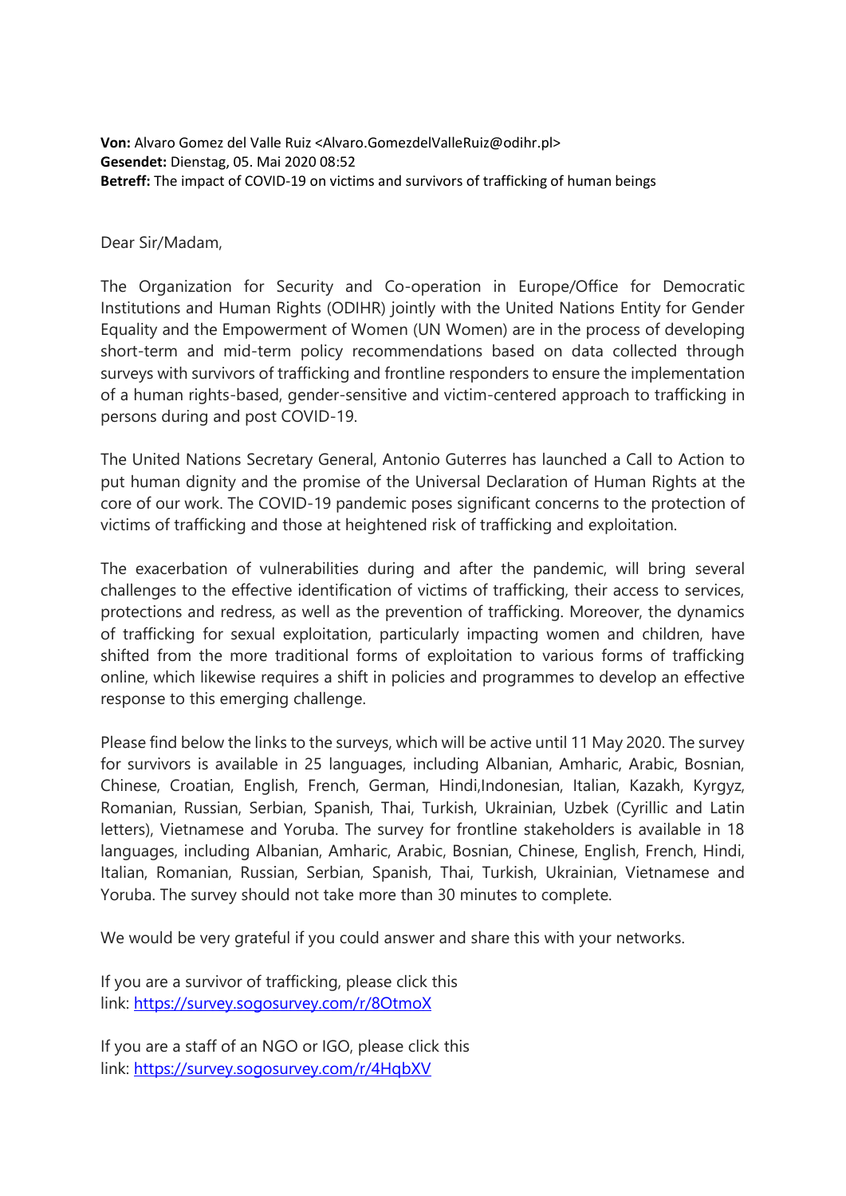**Von:** Alvaro Gomez del Valle Ruiz <Alvaro.GomezdelValleRuiz@odihr.pl>
**Gesendet:** Dienstag, 05. Mai 2020 08:52
**Betreff:** The impact of COVID-19 on victims and survivors of trafficking of human beings

Dear Sir/Madam,

The Organization for Security and Co-operation in Europe/Office for Democratic Institutions and Human Rights (ODIHR) jointly with the United Nations Entity for Gender Equality and the Empowerment of Women (UN Women) are in the process of developing short-term and mid-term policy recommendations based on data collected through surveys with survivors of trafficking and frontline responders to ensure the implementation of a human rights-based, gender-sensitive and victim-centered approach to trafficking in persons during and post COVID-19.

The United Nations Secretary General, Antonio Guterres has launched a Call to Action to put human dignity and the promise of the Universal Declaration of Human Rights at the core of our work. The COVID-19 pandemic poses significant concerns to the protection of victims of trafficking and those at heightened risk of trafficking and exploitation.

The exacerbation of vulnerabilities during and after the pandemic, will bring several challenges to the effective identification of victims of trafficking, their access to services, protections and redress, as well as the prevention of trafficking. Moreover, the dynamics of trafficking for sexual exploitation, particularly impacting women and children, have shifted from the more traditional forms of exploitation to various forms of trafficking online, which likewise requires a shift in policies and programmes to develop an effective response to this emerging challenge.

Please find below the links to the surveys, which will be active until 11 May 2020. The survey for survivors is available in 25 languages, including Albanian, Amharic, Arabic, Bosnian, Chinese, Croatian, English, French, German, Hindi,Indonesian, Italian, Kazakh, Kyrgyz, Romanian, Russian, Serbian, Spanish, Thai, Turkish, Ukrainian, Uzbek (Cyrillic and Latin letters), Vietnamese and Yoruba. The survey for frontline stakeholders is available in 18 languages, including Albanian, Amharic, Arabic, Bosnian, Chinese, English, French, Hindi, Italian, Romanian, Russian, Serbian, Spanish, Thai, Turkish, Ukrainian, Vietnamese and Yoruba. The survey should not take more than 30 minutes to complete.

We would be very grateful if you could answer and share this with your networks.

If you are a survivor of trafficking, please click this link: https://survey.sogosurvey.com/r/8OtmoX

If you are a staff of an NGO or IGO, please click this link: https://survey.sogosurvey.com/r/4HqbXV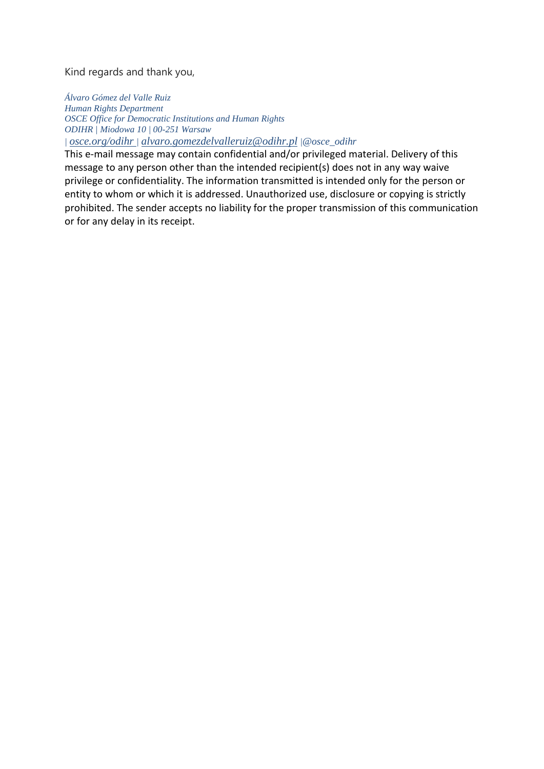Kind regards and thank you,

*Álvaro Gómez del Valle Ruiz*
*Human Rights Department*
*OSCE Office for Democratic Institutions and Human Rights*
*ODIHR | Miodowa 10 | 00-251 Warsaw*
*| osce.org/odihr | alvaro.gomezdelvalleruiz@odihr.pl |@osce_odihr*

This e-mail message may contain confidential and/or privileged material. Delivery of this message to any person other than the intended recipient(s) does not in any way waive privilege or confidentiality. The information transmitted is intended only for the person or entity to whom or which it is addressed. Unauthorized use, disclosure or copying is strictly prohibited. The sender accepts no liability for the proper transmission of this communication or for any delay in its receipt.